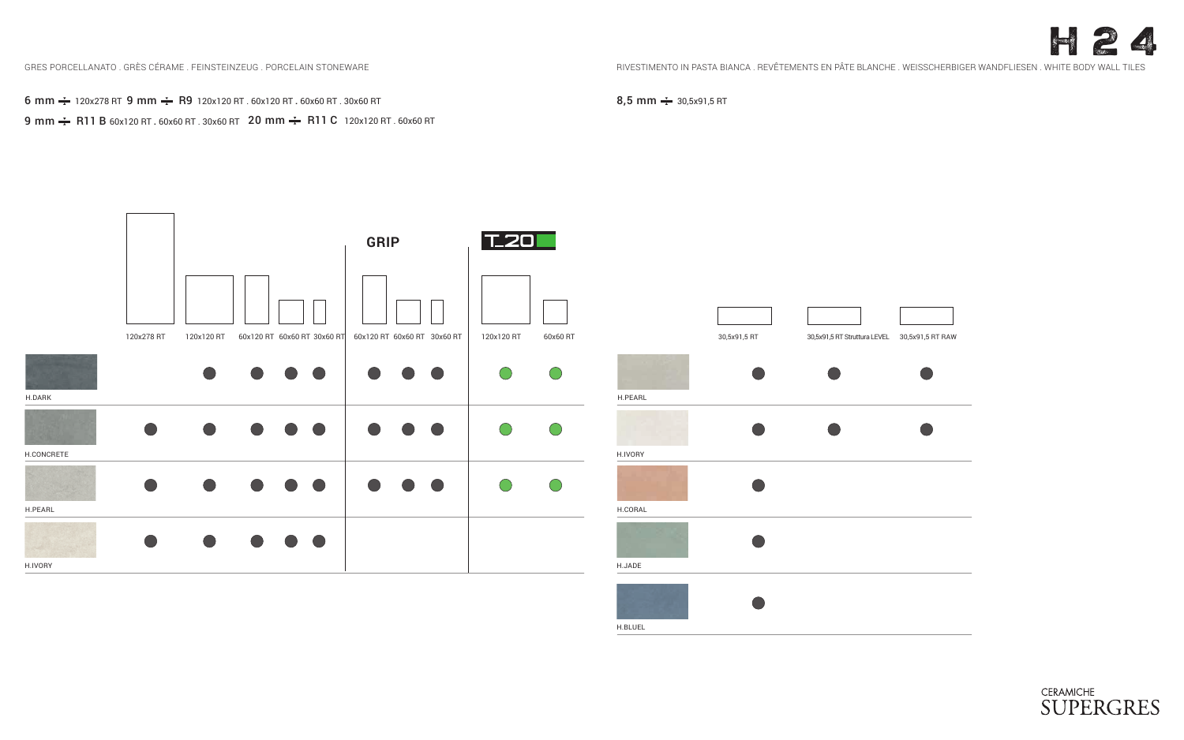# H24

GRES PORCELLANATO . GRÈS CÉRAME . FEINSTEINZEUG . PORCELAIN STONEWARE

6 mm ÷ 120x278 RT 9 mm ÷ R9 120x120 RT . 60x120 RT . 60x60 RT . 30x60 RT

9 mm ÷ R11 B 60x120 RT . 60x60 RT . 30x60 RT 20 mm ÷ R11 C 120x120 RT . 60x60 RT

| | | | | | | GRIP | | | T_20 | |
|---|---|---|---|---|---|---|---|---|---|---|
| | 120x278 RT | 120x120 RT | 60x120 RT | 60x60 RT | 30x60 RT | 60x120 RT | 60x60 RT | 30x60 RT | 120x120 RT | 60x60 RT |
| H.DARK | | ● | ● | ● | ● | ● | ● | ● | ● | ● |
| H.CONCRETE | ● | ● | ● | ● | ● | ● | ● | ● | ● | ● |
| H.PEARL | ● | ● | ● | ● | ● | ● | ● | ● | ● | ● |
| H.IVORY | ● | ● | ● | ● | ● | | | | | |

RIVESTIMENTO IN PASTA BIANCA . REVÊTEMENTS EN PÂTE BLANCHE . WEISSCHERBIGER WANDFLIESEN . WHITE BODY WALL TILES

8,5 mm ÷ 30,5x91,5 RT

| | 30,5x91,5 RT | 30,5x91,5 RT Struttura LEVEL | 30,5x91,5 RT RAW |
|---|---|---|---|
| H.PEARL | ● | ● | ● |
| H.IVORY | ● | ● | ● |
| H.CORAL | ● | | |
| H.JADE | ● | | |
| H.BLUEL | ● | | |

CERAMICHE SUPERGRES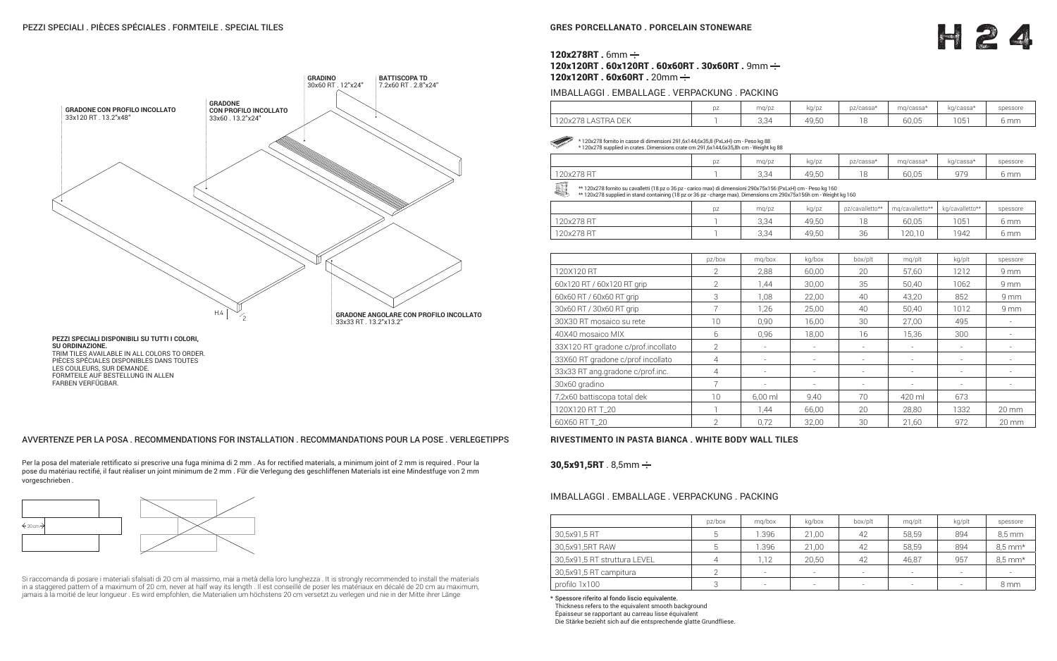# PEZZI SPECIALI . PIÈCES SPÉCIALES . FORMTEILE . SPECIAL TILES

GRADONE CON PROFILO INCOLLATO
33x120 RT . 13.2"x48"

GRADONE CON PROFILO INCOLLATO
33x60 . 13.2"x24"

GRADINO
30x60 RT . 12"x24"

BATTISCOPA TD
7.2x60 RT . 2.8"x24"

GRADONE ANGOLARE CON PROFILO INCOLLATO
33x33 RT . 13.2"x13.2"

H.4

2

**PEZZI SPECIALI DISPONIBILI SU TUTTI I COLORI, SU ORDINAZIONE.**
TRIM TILES AVAILABLE IN ALL COLORS TO ORDER.
PIÈCES SPÉCIALES DISPONIBLES DANS TOUTES LES COULEURS, SUR DEMANDE.
FORMTEILE AUF BESTELLUNG IN ALLEN FARBEN VERFÜGBAR.

## AVVERTENZE PER LA POSA . RECOMMENDATIONS FOR INSTALLATION . RECOMMANDATIONS POUR LA POSE . VERLEGETIPPS

Per la posa del materiale rettificato si prescrive una fuga minima di 2 mm . As for rectified materials, a minimum joint of 2 mm is required . Pour la pose du matériau rectifié, il faut réaliser un joint minimum de 2 mm . Für die Verlegung des geschliffenen Materials ist eine Mindestfuge von 2 mm vorgeschrieben .

20 cm

Si raccomanda di posare i materiali sfalsati di 20 cm al massimo, mai a metà della loro lunghezza . It is strongly recommended to install the materials in a staggered pattern of a maximum of 20 cm, never at half way its length . Il est conseillé de poser les matériaux en décalé de 20 cm au maximum, jamais à la moitié de leur longueur . Es wird empfohlen, die Materialien um höchstens 20 cm versetzt zu verlegen und nie in der Mitte ihrer Länge

# GRES PORCELLANATO . PORCELAIN STONEWARE

**H24**

**120x278RT .** 6mm
**120x120RT . 60x120RT . 60x60RT . 30x60RT .** 9mm
**120x120RT . 60x60RT .** 20mm

## IMBALLAGGI . EMBALLAGE . VERPACKUNG . PACKING

| | pz | mq/pz | kg/pz | pz/cassa* | mq/cassa* | kg/cassa* | spessore |
|---|---|---|---|---|---|---|---|
| 120x278 LASTRA DEK | 1 | 3,34 | 49,50 | 18 | 60,05 | 1051 | 6 mm |

\* 120x278 fornito in casse di dimensioni 291,6x144,6x35,8 (PxLxH) cm - Peso kg 88
\* 120x278 supplied in crates. Dimensions crate cm 291,6x144,6x35,8h cm - Weight kg 88

| | pz | mq/pz | kg/pz | pz/cassa* | mq/cassa* | kg/cassa* | spessore |
|---|---|---|---|---|---|---|---|
| 120x278 RT | 1 | 3,34 | 49,50 | 18 | 60,05 | 979 | 6 mm |

\*\* 120x278 fornito su cavalletti (18 pz o 36 pz - carico max) di dimensioni 290x75x156 (PxLxH) cm - Peso kg 160
\*\* 120x278 supplied in stand containing (18 pz or 36 pz - charge max). Dimensions cm 290x75x156h cm - Weight kg 160

| | pz | mq/pz | kg/pz | pz/cavalletto** | mq/cavalletto** | kg/cavalletto** | spessore |
|---|---|---|---|---|---|---|---|
| 120x278 RT | 1 | 3,34 | 49,50 | 18 | 60,05 | 1051 | 6 mm |
| 120x278 RT | 1 | 3,34 | 49,50 | 36 | 120,10 | 1942 | 6 mm |

| | pz/box | mq/box | kg/box | box/plt | mq/plt | kg/plt | spessore |
|---|---|---|---|---|---|---|---|
| 120X120 RT | 2 | 2,88 | 60,00 | 20 | 57,60 | 1212 | 9 mm |
| 60x120 RT / 60x120 RT grip | 2 | 1,44 | 30,00 | 35 | 50,40 | 1062 | 9 mm |
| 60x60 RT / 60x60 RT grip | 3 | 1,08 | 22,00 | 40 | 43,20 | 852 | 9 mm |
| 30x60 RT / 30x60 RT grip | 7 | 1,26 | 25,00 | 40 | 50,40 | 1012 | 9 mm |
| 30X30 RT mosaico su rete | 10 | 0,90 | 16,00 | 30 | 27,00 | 495 | - |
| 40X40 mosaico MIX | 6 | 0,96 | 18,00 | 16 | 15,36 | 300 | - |
| 33X120 RT gradone c/prof.incollato | 2 | - | - | - | - | - | - |
| 33X60 RT gradone c/prof incollato | 4 | - | - | - | - | - | - |
| 33x33 RT ang.gradone c/prof.inc. | 4 | - | - | - | - | - | - |
| 30x60 gradino | 7 | - | - | - | - | - | - |
| 7,2x60 battiscopa total dek | 10 | 6,00 ml | 9,40 | 70 | 420 ml | 673 | |
| 120X120 RT T_20 | 1 | 1,44 | 66,00 | 20 | 28,80 | 1332 | 20 mm |
| 60X60 RT T_20 | 2 | 0,72 | 32,00 | 30 | 21,60 | 972 | 20 mm |

## RIVESTIMENTO IN PASTA BIANCA . WHITE BODY WALL TILES

**30,5x91,5RT** . 8,5mm

## IMBALLAGGI . EMBALLAGE . VERPACKUNG . PACKING

| | pz/box | mq/box | kg/box | box/plt | mq/plt | kg/plt | spessore |
|---|---|---|---|---|---|---|---|
| 30,5x91,5 RT | 5 | 1.396 | 21,00 | 42 | 58,59 | 894 | 8,5 mm |
| 30,5x91,5RT RAW | 5 | 1.396 | 21,00 | 42 | 58,59 | 894 | 8,5 mm* |
| 30,5x91,5 RT struttura LEVEL | 4 | 1,12 | 20,50 | 42 | 46,87 | 957 | 8,5 mm* |
| 30,5x91,5 RT campitura | 2 | - | - | - | - | - | - |
| profilo 1x100 | 3 | - | - | - | - | - | 8 mm |

\* **Spessore riferito al fondo liscio equivalente.**
Thickness refers to the equivalent smooth background
Épaisseur se rapportant au carreau lisse équivalent
Die Stärke bezieht sich auf die entsprechende glatte Grundfliese.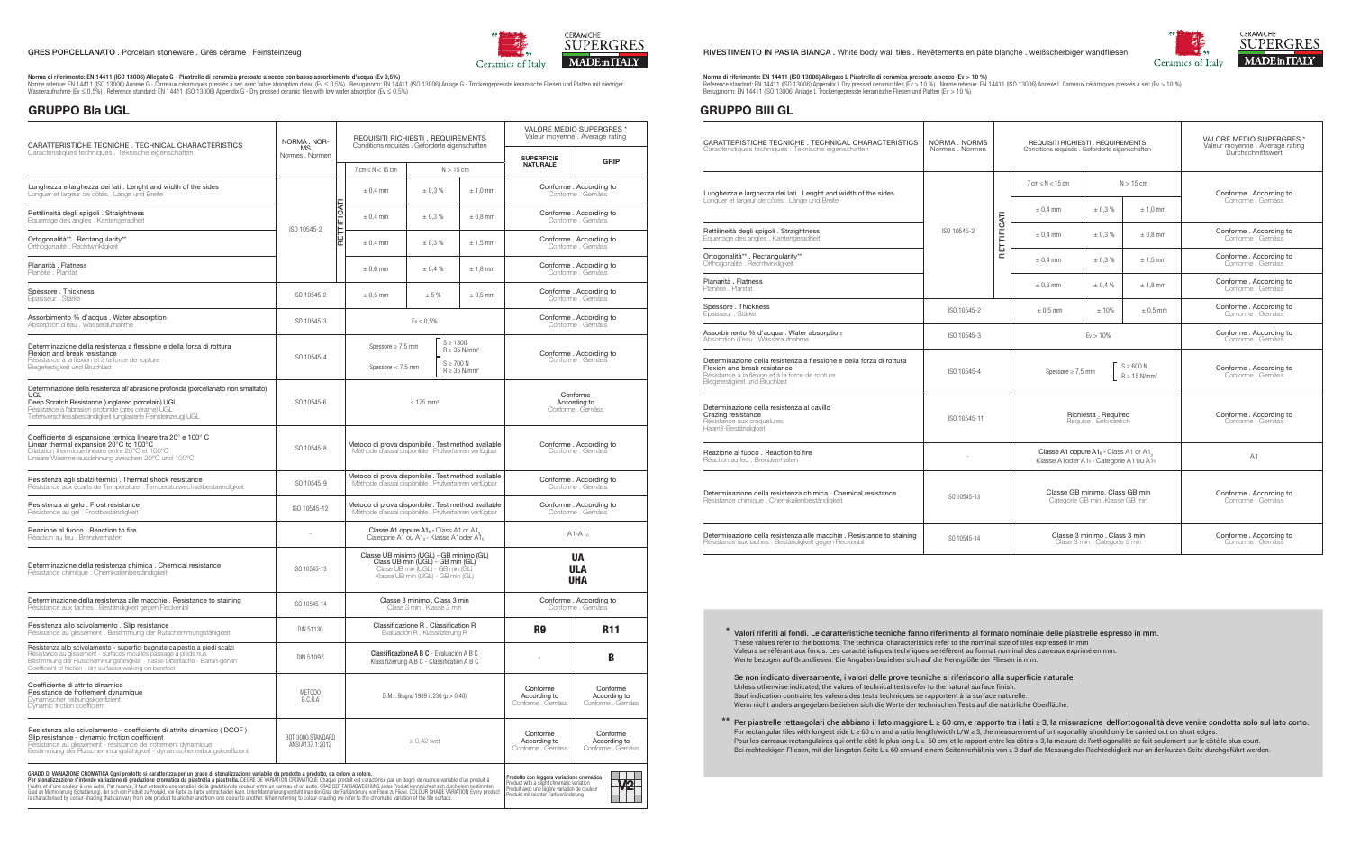GRES PORCELLANATO . Porcelain stoneware . Grès cérame . Feinsteinzeug

CERAMICHE SUPERGRES

Ceramics of Italy

MADE in ITALY

**Norma di riferimento: EN 14411 (ISO 13006) Allegato G - Piastrelle di ceramica pressate a secco con basso assorbimento d'acqua (Ev 0,5%)**
Norme retenue: EN 14411 (ISO 13006) Annexe G - Carreaux céramiques pressés à sec avec faible absorption d'eau (Ev ≤ 0,5%) . Bezugsnorm: EN 14411 (ISO 13006) Anlage G - Trockengepresste keramische Fliesen und Platten mit niedriger Wasseraufnahme (Ev ≤ 0,5%) . Reference standard: EN 14411 (ISO 13006) Appendix G - Dry pressed ceramic tiles with low water absorption (Ev ≤ 0,5%)

## GRUPPO BIa UGL

| CARATTERISTICHE TECNICHE . TECHNICAL CHARACTERISTICS<br>Caractéristiques techniques . Teknische eigenschaften | NORMA . NORMS<br>Normes . Normen | REQUISITI RICHIESTI . REQUIREMENTS<br>Conditions requises . Geforderte eigenschaften | | | | VALORE MEDIO SUPERGRES *<br>Valeur moyenne . Average rating | |
|---|---|---|---|---|---|---|---|
| | | | 7 cm ≤ N < 15 cm | N > 15 cm | | SUPERFICIE NATURALE | GRIP |
| Lunghezza e larghezza dei lati . Lenght and width of the sides<br>Longuer et largeur de côtés . Länge und Breite | ISO 10545-2 | RETTIFICATI | ± 0,4 mm | ± 0,3 % | ± 1,0 mm | Conforme . According to<br>Conforme . Gemäss | |
| Rettilineità degli spigoli . Straightness<br>Equerrage des angles . Kantengeradheit | | | ± 0,4 mm | ± 0,3 % | ± 0,8 mm | Conforme . According to<br>Conforme . Gemäss | |
| Ortogonalità** . Rectangularity**<br>Orthogonalité . Rechtwinkligkeit | | | ± 0,4 mm | ± 0,3 % | ± 1,5 mm | Conforme . According to<br>Conforme . Gemäss | |
| Planarità . Flatness<br>Planéité . Planität | | | ± 0,6 mm | ± 0,4 % | ± 1,8 mm | Conforme . According to<br>Conforme . Gemäss | |
| Spessore . Thickness<br>Epaisseur . Stärke | ISO 10545-2 | | ± 0,5 mm | ± 5 % | ± 0,5 mm | Conforme . According to<br>Conforme . Gemäss | |
| Assorbimento % d'acqua . Water absorption<br>Absorption d'eau . Wasseraufnahme | ISO 10545-3 | | Ev ≤ 0,5% | | | Conforme . According to<br>Conforme . Gemäss | |
| Determinazione della resistenza a flessione e della forza di rottura<br>Flexion and break resistance<br>Résistance à la flexion et à la force de rupture<br>Biegefestigkeit und Bruchlast | ISO 10545-4 | | Spessore ≥ 7,5 mm: S ≥ 1300, R ≥ 35 N/mm²<br>Spessore < 7,5 mm: S ≥ 700 N, R ≥ 35 N/mm² | | | Conforme . According to<br>Conforme . Gemäss | |
| Determinazione della resistenza all'abrasione profonda (porcellanato non smaltato) UGL<br>Deep Scratch Resistance (unglazed porcelain) UGL<br>Résistance à l'abrasion profonde (grès cérame) UGL<br>Tiefenverschleissbeständigkeit (unglaserte Feinsteinzeug) UGL | ISO 10545-6 | | ≤ 175 mm³ | | | Conforme<br>According to<br>Conforme . Gemäss | |
| Coefficiente di espansione termica lineare tra 20° e 100° C<br>Linear thermal expansion 20°C to 100°C<br>Dilatation thermique linéaire entre 20°C et 100°C<br>Lineare Waerme-ausdehnung zwischen 20°C und 100°C | ISO 10545-8 | | Metodo di prova disponibile . Test method available<br>Méthode d'essai disponible . Prüfverfahren verfügbar | | | Conforme . According to<br>Conforme . Gemäss | |
| Resistenza agli sbalzi termici . Thermal shock resistance<br>Résistance aux écarts de température . Temperaturwechselbeständigkeit | ISO 10545-9 | | Metodo di prova disponibile . Test method available<br>Méthode d'essai disponible . Prüfverfahren verfügbar | | | Conforme . According to<br>Conforme . Gemäss | |
| Resistenza al gelo . Frost resistance<br>Résistance au gel . Frostbeständigkeit | ISO 10545-12 | | Metodo di prova disponibile . Test method available<br>Méthode d'essai disponible . Prüfverfahren verfügbar | | | Conforme . According to<br>Conforme . Gemäss | |
| Reazione al fuoco . Reaction to fire<br>Réaction au feu . Brendverhalten | - | | Classe A1 oppure $A1_{fl}$ - Class A1 or $A1_{fl}$<br>Categorie A1 ou $A1_{fl}$ - Klasse A1oder $A1_{fl}$ | | | A1-$A1_{fl}$ | |
| Determinazione della resistenza chimica . Chemical resistance<br>Résistance chimique . Chemikalienbeständigkeit | ISO 10545-13 | | Classe UB minimo (UGL) - GB minimo (GL)<br>Class UB min (UGL) - GB min (GL)<br>Classe UB min (UGL) - GB min (GL)<br>Klasse UB min (UGL) - GB min (GL) | | | UA<br>ULA<br>UHA | |
| Determinazione della resistenza alle macchie . Resistance to staining<br>Résistance aux taches . Beständigkeit gegen Fleckenbil | ISO 10545-14 | | Classe 3 minimo . Class 3 min<br>Classe 3 min . Klasse 3 min | | | Conforme . According to<br>Conforme . Gemäss | |
| Resistenza allo scivolamento . Slip resistance<br>Résistance au glissement . Bestimmung der Rutschhemmungsfähigkeit | DIN 51130 | | Classificazione R . Classification R<br>Evaluación R . Klassifizierung R | | | **R9** | **R11** |
| Resistenza allo scivolamento - superfici bagnate calpestio a piedi scalzi<br>Résistance au glissement - surfaces mouillées passage à pieds nus<br>Bestimmung der Rutschhemmungsfähigkeit - nasse Oberfläche - Barfuß-gehen<br>Coefficient of friction - dry surfaces walking on barefoot | DIN 51097 | | **Classificazione A B C** - Evaluación A B C<br>Klassifizierung A B C - Classification A B C | | | - | **B** |
| Coefficiente di attrito dinamico<br>Resistance de frottement dynamique<br>Dynamischer reibungskoeffizient<br>Dynamic friction coefficient | METODO B.C.R.A | | D.M.I. Giugno 1989 n.236 (μ > 0,40) | | | Conforme<br>According to<br>Conforme . Gemäss | Conforme<br>According to<br>Conforme . Gemäss |
| Resistenza allo scivolamento - coefficiente di attrito dinamico ( DCOF )<br>Slip resistance - dynamic friction coefficient<br>Résistance au glissement - resistance de frottement dynamique<br>Bestimmung der Rutschhemmungsfähigkeit - dynamischer reibungskoeffizient | BOT 3000 STANDARD ANSI A137.1:2012 | | ≥ 0,42 wet | | | Conforme<br>According to<br>Conforme . Gemäss | Conforme<br>According to<br>Conforme . Gemäss |

**GRADO DI VARIAZIONE CROMATICA Ogni prodotto si caratterizza per un grado di stonalizzazione variabile da prodotto a prodotto, da colore a colore.**
**Per stonalizzazione s'intende variazione di gradazione cromatica da piastrella a piastrella.** DEGRÉ DE VARIATION CROMATIQUE Chaque produit est caractérisé par un degré de nuance variable d'un produit à l'autre et d'une couleur à une autre. Par nuance, il faut entendre une variation de la gradation de couleur entre un carreau et un autre. GRAD DER FARBABWEICHUNG Jedes Produkt kennzeichnet sich durch einen bestimmten Grad an Marmorierung (Schattierung), der sich von Produkt zu Produkt, von Farbe zu Farbe unterscheiden kann. Unter Marmorierung versteht man den Grad der Farbänderung von Fliese zu Fliese. COLOUR SHADE VARIATION Every product is characterised by colour-shading that can vary from one product to another and from one colour to another. When referring to colour-shading we refer to the chromatic variation of the tile surface.

Prodotto con leggera variazione cromatica
Product with a slight chromatic variation
Produit avec une légère variation de couleur
Produkt mit leichter Farbveränderung

V2

RIVESTIMENTO IN PASTA BIANCA . White body wall tiles . Revêtements en pâte blanche . weißscherbiger wandfliesen

CERAMICHE SUPERGRES

Ceramics of Italy

MADE in ITALY

**Norma di riferimento: EN 14411 (ISO 13006) Allegato L Piastrelle di ceramica pressate a secco (Ev > 10 %)**
Reference standard: EN 14411 (ISO 13006) Appendix L Dry pressed ceramic tiles (Ev > 10 %) . Norme retenue: EN 14411 (ISO 13006) Annexe L Carreaux céramiques pressés à sec (Ev > 10 %)
Besugnorm: EN 14411 (ISO 13006) Anlage L Trockengepresste keramische Fliesen und Platten (Ev > 10 %)

## GRUPPO BIII GL

| CARATTERISTICHE TECNICHE . TECHNICAL CHARACTERISTICS<br>Caractéristiques techniques . Teknische eigenschaften | NORMA . NORMS<br>Normes . Normen | REQUISITI RICHIESTI . REQUIREMENTS<br>Conditions requises . Geforderte eigenschaften | | | | VALORE MEDIO SUPERGRES *<br>Valeur moyenne . Average rating<br>Durchschnittswert |
|---|---|---|---|---|---|---|
| | | | 7 cm ≤ N < 15 cm | N > 15 cm | | |
| Lunghezza e larghezza dei lati . Lenght and width of the sides<br>Longuer et largeur de côtés . Länge und Breite | ISO 10545-2 | RETTIFICATI | ± 0,4 mm | ± 0,3 % | ± 1,0 mm | Conforme . According to<br>Conforme . Gemäss |
| Rettilineità degli spigoli . Straightness<br>Equerrage des angles . Kantengeradheit | | | ± 0,4 mm | ± 0,3 % | ± 0,8 mm | Conforme . According to<br>Conforme . Gemäss |
| Ortogonalità** . Rectangularity**<br>Orthogonalité . Rechtwinkligkeit | | | ± 0,4 mm | ± 0,3 % | ± 1,5 mm | Conforme . According to<br>Conforme . Gemäss |
| Planarità . Flatness<br>Planéité . Planität | | | ± 0,6 mm | ± 0,4 % | ± 1,8 mm | Conforme . According to<br>Conforme . Gemäss |
| Spessore . Thickness<br>Epaisseur . Stärke | ISO 10545-2 | | ± 0,5 mm | ± 10% | ± 0,5 mm | Conforme . According to<br>Conforme . Gemäss |
| Assorbimento % d'acqua . Water absorption<br>Absorption d'eau . Wasseraufnahme | ISO 10545-3 | | Ev > 10% | | | Conforme . According to<br>Conforme . Gemäss |
| Determinazione della resistenza a flessione e della forza di rottura<br>Flexion and break resistance<br>Résistance à la flexion et à la force de rupture<br>Biegefestigkeit und Bruchlast | ISO 10545-4 | | Spessore ≥ 7,5 mm: S ≥ 600 N, R ≥ 15 N/mm² | | | Conforme . According to<br>Conforme . Gemäss |
| Determinazione della resistenza al cavillo<br>Crazing resistance<br>Résistance aux craquelures<br>Haarriß-Beständigkeit | ISO 10545-11 | | Richiesta . Required<br>Requise . Erforderlich | | | Conforme . According to<br>Conforme . Gemäss |
| Reazione al fuoco . Reaction to fire<br>Réaction au feu . Brendverhalten | - | | Classe A1 oppure $A1_{fl}$ - Class A1 or $A1_{fl}$<br>Klasse A1oder $A1_{fl}$ - Categorie A1 ou $A1_{fl}$ | | | A1 |
| Determinazione della resistenza chimica . Chemical resistance<br>Résistance chimique . Chemikalienbeständigkeit | ISO 10545-13 | | Classe GB minimo. Class GB min<br>Categorie GB min .Klasse GB min | | | Conforme . According to<br>Conforme . Gemäss |
| Determinazione della resistenza alle macchie . Resistance to staining<br>Résistance aux taches . Beständigkeit gegen Fleckenbil | ISO 10545-14 | | Classe 3 minimo . Class 3 min<br>Clase 3 min . Categorie 3 min | | | Conforme . According to<br>Conforme . Gemäss |

\* Valori riferiti ai fondi. Le caratteristiche tecniche fanno riferimento al formato nominale delle piastrelle espresso in mm.
These values refer to the bottoms. The technical characteristics refer to the nominal size of tiles expressed in mm
Valeurs se référant aux fonds. Les caractéristiques techniques se réfèrent au format nominal des carreaux exprimé en mm.
Werte bezogen auf Grundliesen. Die Angaben beziehen sich auf die Nenngröße der Fliesen in mm.

Se non indicato diversamente, i valori delle prove tecniche si riferiscono alla superficie naturale.
Unless otherwise indicated, the values of technical tests refer to the natural surface finish.
Sauf indication contraire, les valeurs des tests techniques se rapportent à la surface naturelle.
Wenn nicht anders angegeben beziehen sich die Werte der technischen Tests auf die natürliche Oberfläche.

\*\* Per piastrelle rettangolari che abbiano il lato maggiore L ≥ 60 cm, e rapporto tra i lati ≥ 3, la misurazione dell'ortogonalità deve venire condotta solo sul lato corto.
For rectangular tiles with longest side L ≥ 60 cm and a ratio length/width L/W ≥ 3, the measurement of orthogonality should only be carried out on short edges.
Pour les carreaux rectangulaires qui ont le côté le plus long L ≥ 60 cm, et le rapport entre les côtés ≥ 3, la mesure de l'orthogonalité se fait seulement sur le côté le plus court.
Bei rechteckigen Fliesen, mit der längsten Seite L ≥ 60 cm und einem Seitenverhältnis von ≥ 3 darf die Messung der Rechteckigkeit nur an der kurzen Seite durchgeführt werden.